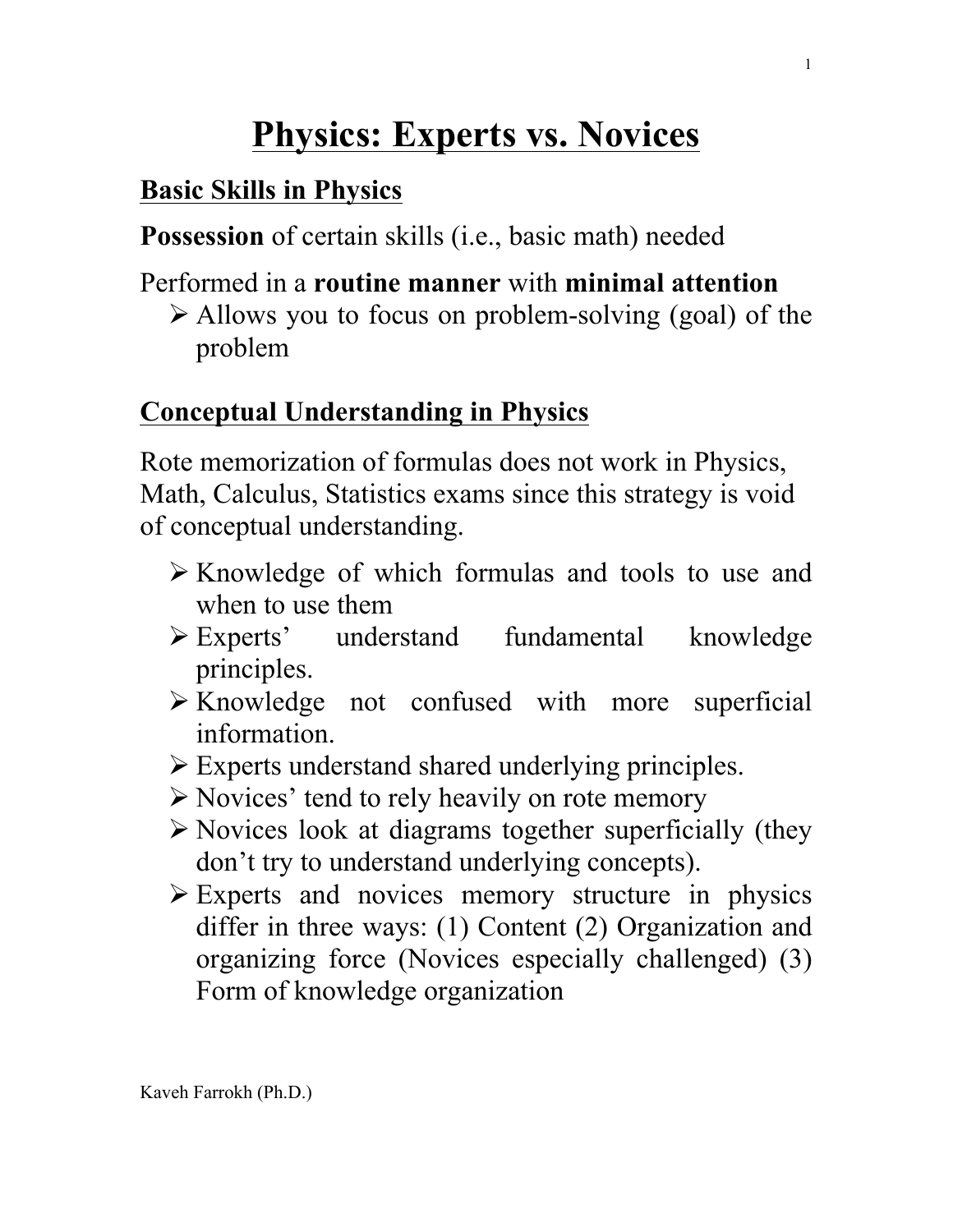# Physics: Experts vs. Novices

## Basic Skills in Physics

**Possession** of certain skills (i.e., basic math) needed

Performed in a **routine manner** with **minimal attention**

- Allows you to focus on problem-solving (goal) of the problem

## Conceptual Understanding in Physics

Rote memorization of formulas does not work in Physics, Math, Calculus, Statistics exams since this strategy is void of conceptual understanding.

- Knowledge of which formulas and tools to use and when to use them
- Experts' understand fundamental knowledge principles.
- Knowledge not confused with more superficial information.
- Experts understand shared underlying principles.
- Novices' tend to rely heavily on rote memory
- Novices look at diagrams together superficially (they don't try to understand underlying concepts).
- Experts and novices memory structure in physics differ in three ways: (1) Content (2) Organization and organizing force (Novices especially challenged) (3) Form of knowledge organization

Kaveh Farrokh (Ph.D.)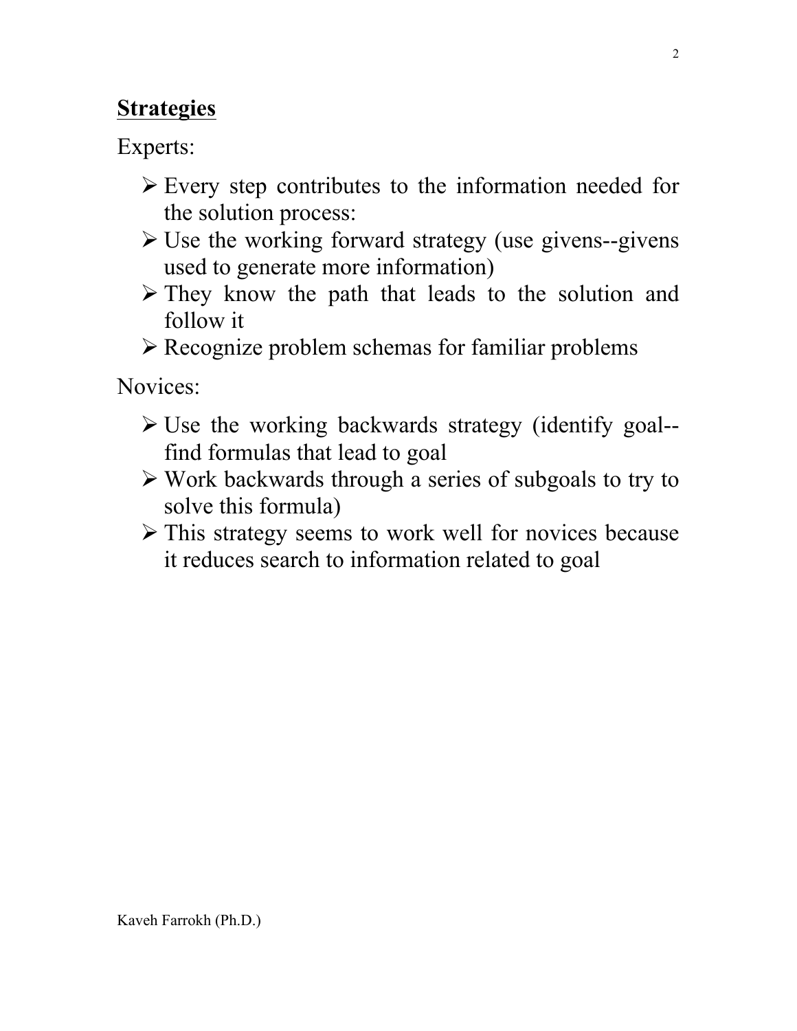## Strategies

Experts:

- Every step contributes to the information needed for the solution process:
- Use the working forward strategy (use givens--givens used to generate more information)
- They know the path that leads to the solution and follow it
- Recognize problem schemas for familiar problems

Novices:

- Use the working backwards strategy (identify goal--find formulas that lead to goal
- Work backwards through a series of subgoals to try to solve this formula)
- This strategy seems to work well for novices because it reduces search to information related to goal